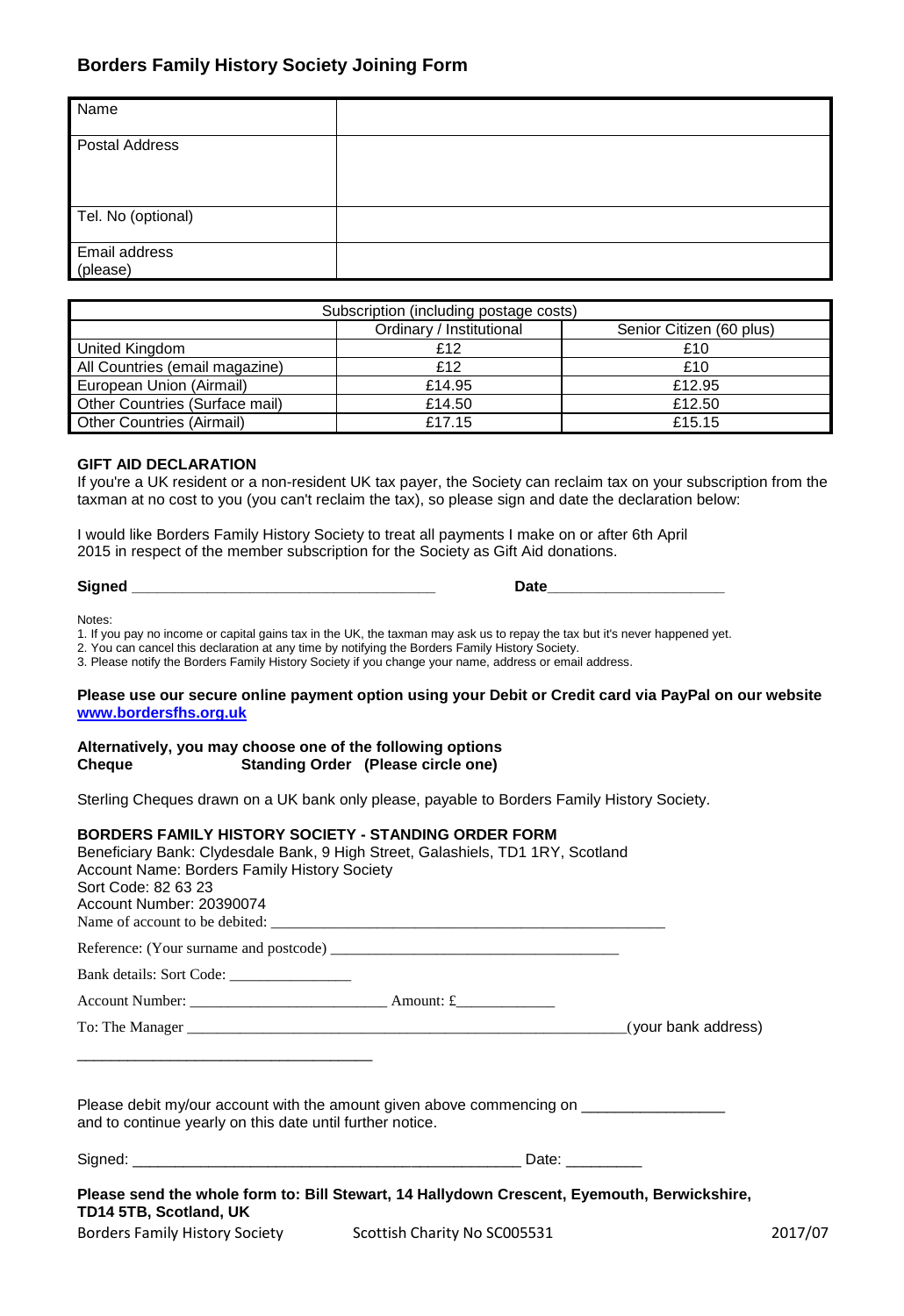## Borders Family History Society Joining Form

| Name | |
|---|---|
| Postal Address | |
| Tel. No (optional) | |
| Email address (please) | |

| Subscription (including postage costs) | | |
|---|---|---|
| | Ordinary / Institutional | Senior Citizen (60 plus) |
| United Kingdom | £12 | £10 |
| All Countries (email magazine) | £12 | £10 |
| European Union (Airmail) | £14.95 | £12.95 |
| Other Countries (Surface mail) | £14.50 | £12.50 |
| Other Countries (Airmail) | £17.15 | £15.15 |

**GIFT AID DECLARATION**

If you're a UK resident or a non-resident UK tax payer, the Society can reclaim tax on your subscription from the taxman at no cost to you (you can't reclaim the tax), so please sign and date the declaration below:

I would like Borders Family History Society to treat all payments I make on or after 6th April 2015 in respect of the member subscription for the Society as Gift Aid donations.

**Signed** ___________________________________ **Date**____________________

Notes:

1. If you pay no income or capital gains tax in the UK, the taxman may ask us to repay the tax but it's never happened yet.
2. You can cancel this declaration at any time by notifying the Borders Family History Society.
3. Please notify the Borders Family History Society if you change your name, address or email address.

**Please use our secure online payment option using your Debit or Credit card via PayPal on our website [www.bordersfhs.org.uk](http://www.bordersfhs.org.uk)**

**Alternatively, you may choose one of the following options**
**Cheque Standing Order (Please circle one)**

Sterling Cheques drawn on a UK bank only please, payable to Borders Family History Society.

**BORDERS FAMILY HISTORY SOCIETY - STANDING ORDER FORM**

Beneficiary Bank: Clydesdale Bank, 9 High Street, Galashiels, TD1 1RY, Scotland
Account Name: Borders Family History Society
Sort Code: 82 63 23
Account Number: 20390074
Name of account to be debited: ____________________________________________________

Reference: (Your surname and postcode) ______________________________________

Bank details: Sort Code: ________________

Account Number: __________________________ Amount: £____________

To: The Manager ___________________________________________________________(your bank address)

____________________________________

Please debit my/our account with the amount given above commencing on _________________ and to continue yearly on this date until further notice.

Signed: _______________________________________________ Date: _________

**Please send the whole form to: Bill Stewart, 14 Hallydown Crescent, Eyemouth, Berwickshire, TD14 5TB, Scotland, UK**

Borders Family History Society Scottish Charity No SC005531 2017/07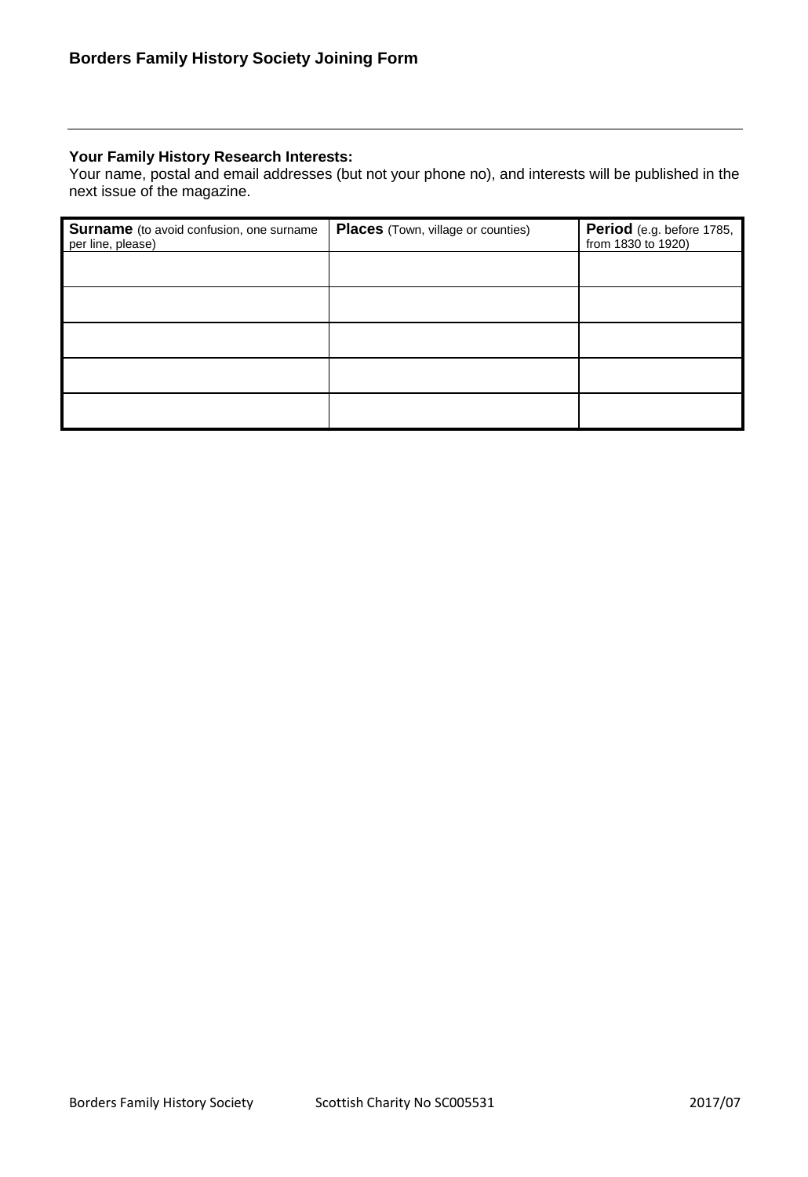## Borders Family History Society Joining Form

---

**Your Family History Research Interests:**

Your name, postal and email addresses (but not your phone no), and interests will be published in the next issue of the magazine.

| **Surname** (to avoid confusion, one surname per line, please) | **Places** (Town, village or counties) | **Period** (e.g. before 1785, from 1830 to 1920) |
|---|---|---|
| | | |
| | | |
| | | |
| | | |
| | | |

Borders Family History Society    Scottish Charity No SC005531    2017/07